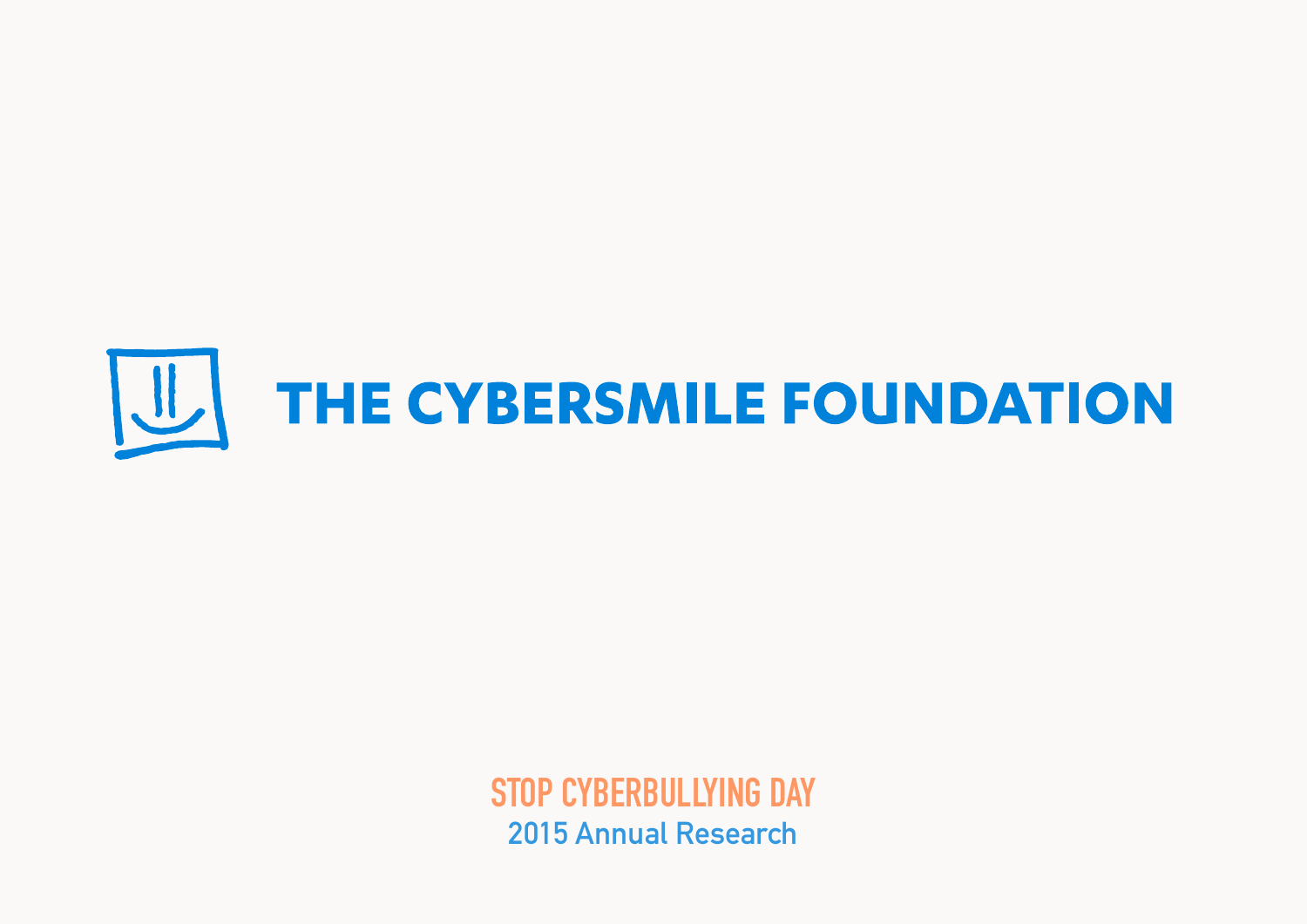# THE CYBERSMILE FOUNDATION

## STOP CYBERBULLYING DAY

2015 Annual Research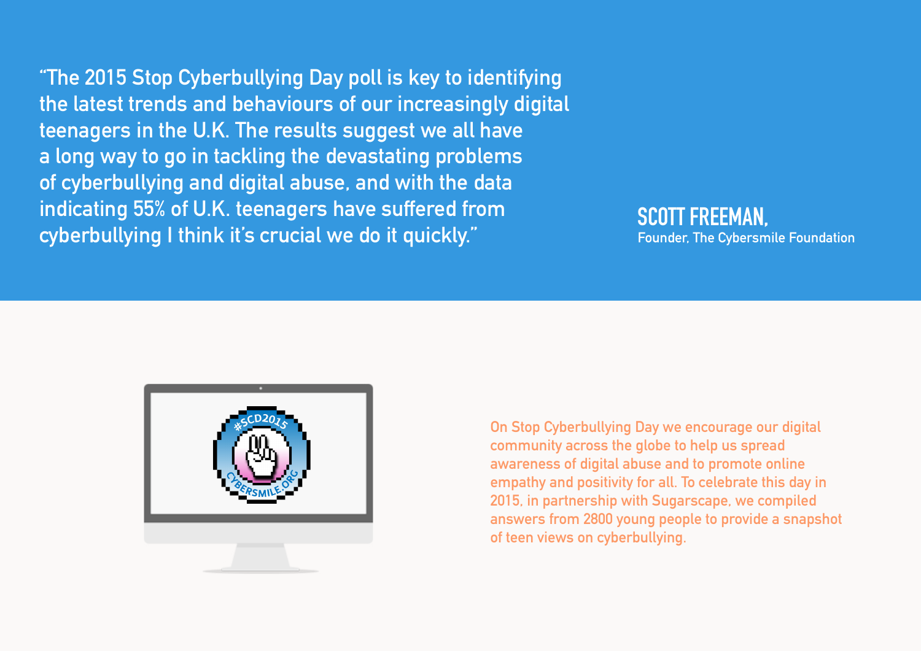"The 2015 Stop Cyberbullying Day poll is key to identifying the latest trends and behaviours of our increasingly digital teenagers in the U.K. The results suggest we all have a long way to go in tackling the devastating problems of cyberbullying and digital abuse, and with the data indicating 55% of U.K. teenagers have suffered from cyberbullying I think it's crucial we do it quickly."

**SCOTT FREEMAN,**
Founder, The Cybersmile Foundation

On Stop Cyberbullying Day we encourage our digital community across the globe to help us spread awareness of digital abuse and to promote online empathy and positivity for all. To celebrate this day in 2015, in partnership with Sugarscape, we compiled answers from 2800 young people to provide a snapshot of teen views on cyberbullying.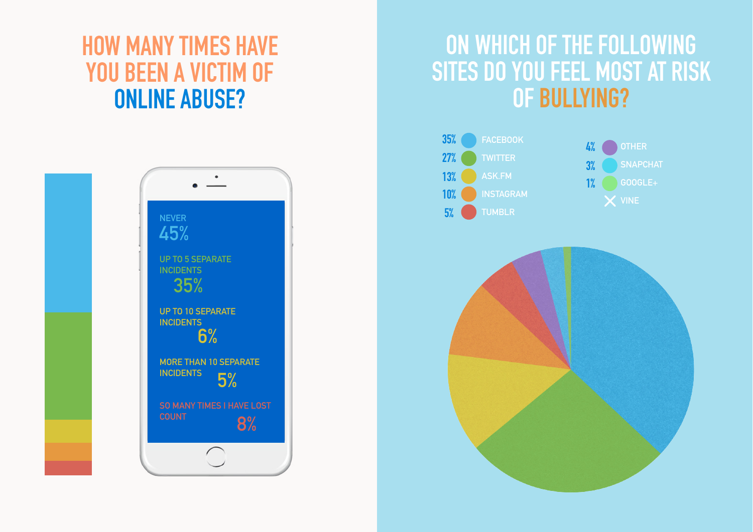# HOW MANY TIMES HAVE YOU BEEN A VICTIM OF ONLINE ABUSE?

NEVER
45%

UP TO 5 SEPARATE INCIDENTS
35%

UP TO 10 SEPARATE INCIDENTS
6%

MORE THAN 10 SEPARATE INCIDENTS
5%

SO MANY TIMES I HAVE LOST COUNT
8%

# ON WHICH OF THE FOLLOWING SITES DO YOU FEEL MOST AT RISK OF BULLYING?

- 35% FACEBOOK
- 27% TWITTER
- 13% ASK.FM
- 10% INSTAGRAM
- 5% TUMBLR
- 4% OTHER
- 3% SNAPCHAT
- 1% GOOGLE+
- VINE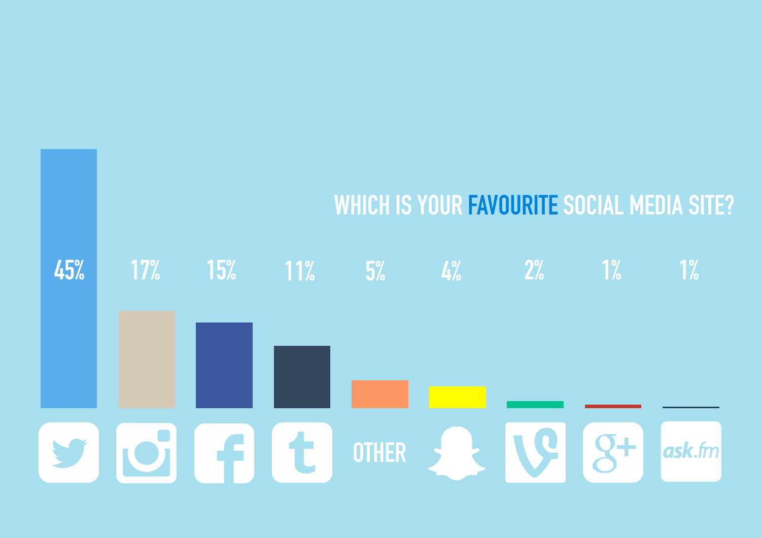## WHICH IS YOUR FAVOURITE SOCIAL MEDIA SITE?

| Twitter | Instagram | Facebook | Tumblr | OTHER | Snapchat | Vine | Google+ | ask.fm |
|---|---|---|---|---|---|---|---|---|
| 45% | 17% | 15% | 11% | 5% | 4% | 2% | 1% | 1% |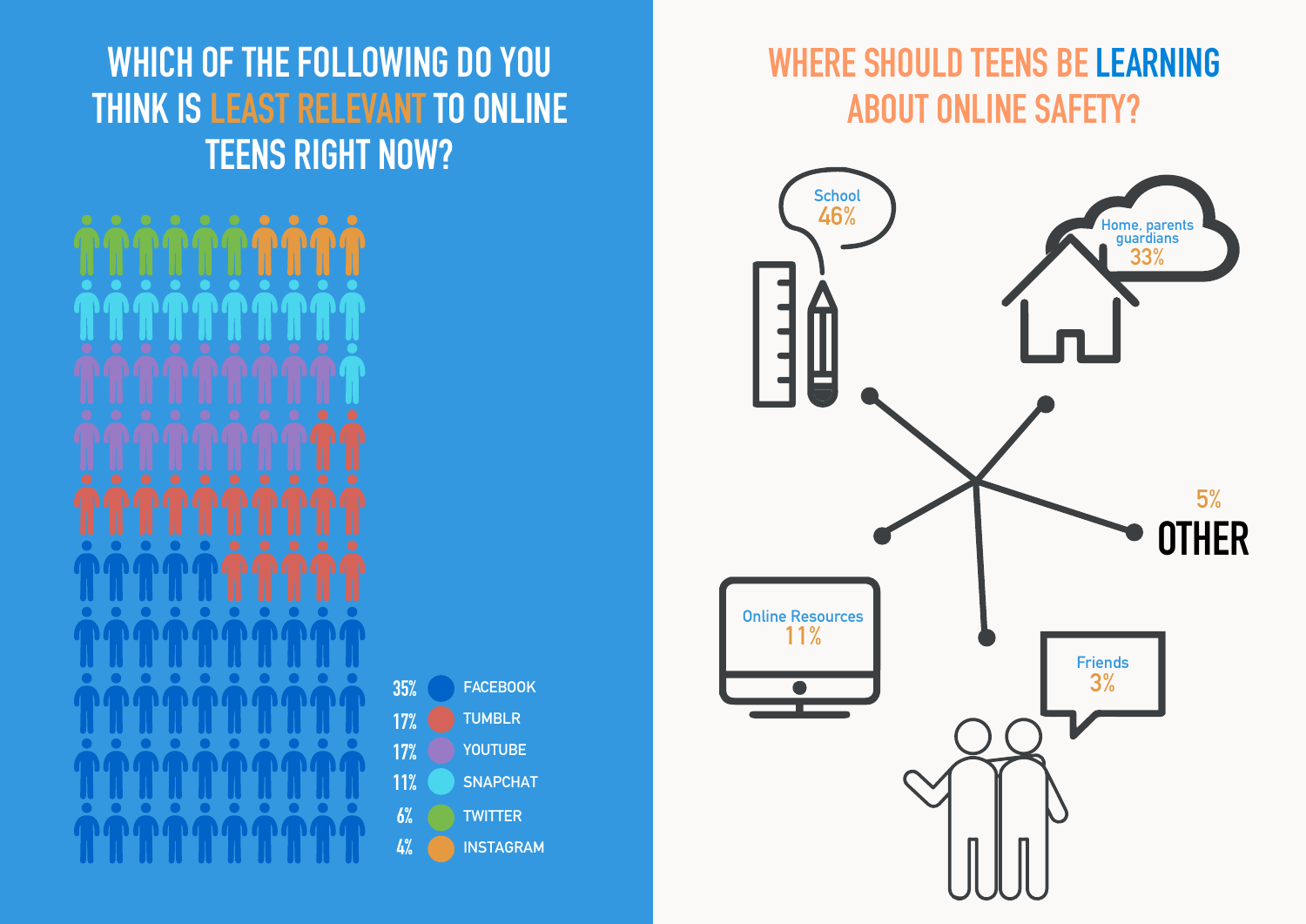## WHICH OF THE FOLLOWING DO YOU THINK IS LEAST RELEVANT TO ONLINE TEENS RIGHT NOW?

- 35% FACEBOOK
- 17% TUMBLR
- 17% YOUTUBE
- 11% SNAPCHAT
- 6% TWITTER
- 4% INSTAGRAM

## WHERE SHOULD TEENS BE LEARNING ABOUT ONLINE SAFETY?

- School 46%
- Home, parents guardians 33%
- Online Resources 11%
- Friends 3%
- OTHER 5%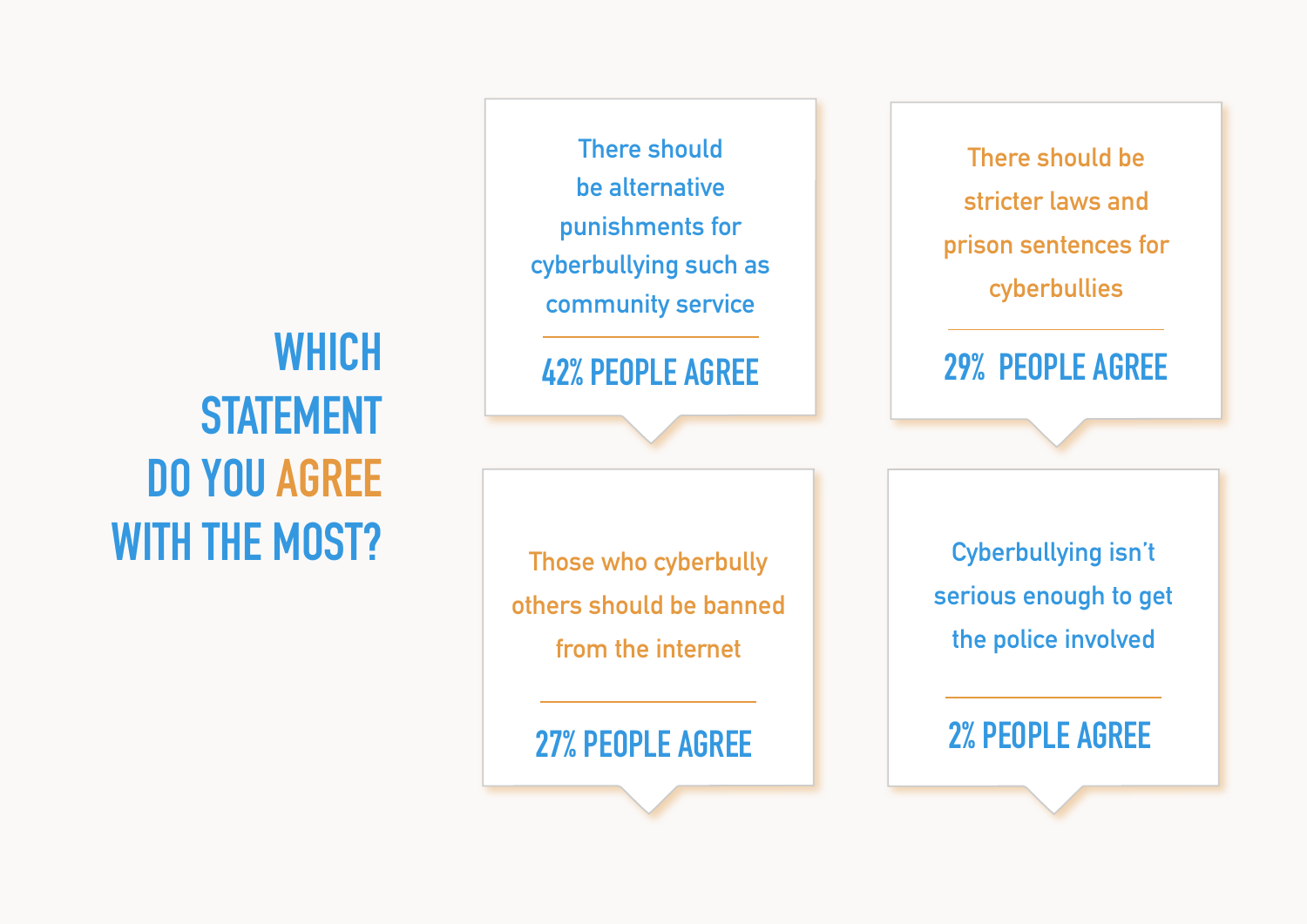# WHICH STATEMENT DO YOU AGREE WITH THE MOST?

There should be alternative punishments for cyberbullying such as community service

**42% PEOPLE AGREE**

There should be stricter laws and prison sentences for cyberbullies

**29% PEOPLE AGREE**

Those who cyberbully others should be banned from the internet

**27% PEOPLE AGREE**

Cyberbullying isn't serious enough to get the police involved

**2% PEOPLE AGREE**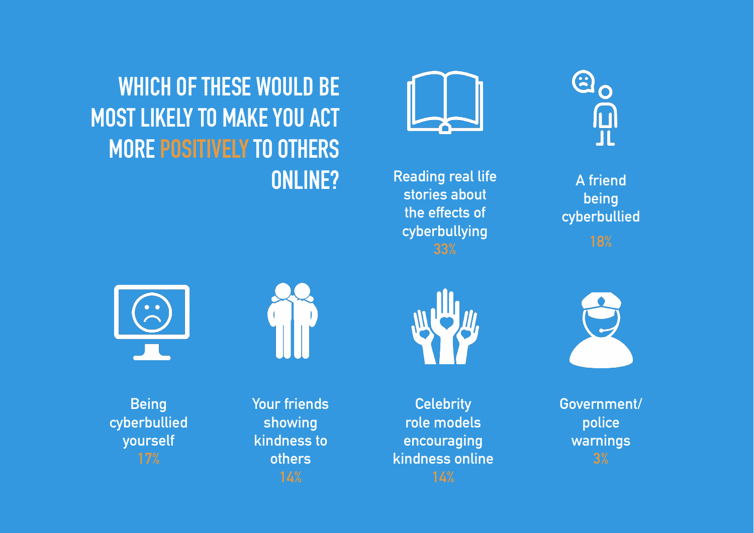# WHICH OF THESE WOULD BE MOST LIKELY TO MAKE YOU ACT MORE POSITIVELY TO OTHERS ONLINE?

Reading real life stories about the effects of cyberbullying
33%

A friend being cyberbullied
18%

Being cyberbullied yourself
17%

Your friends showing kindness to others
14%

Celebrity role models encouraging kindness online
14%

Government/police warnings
3%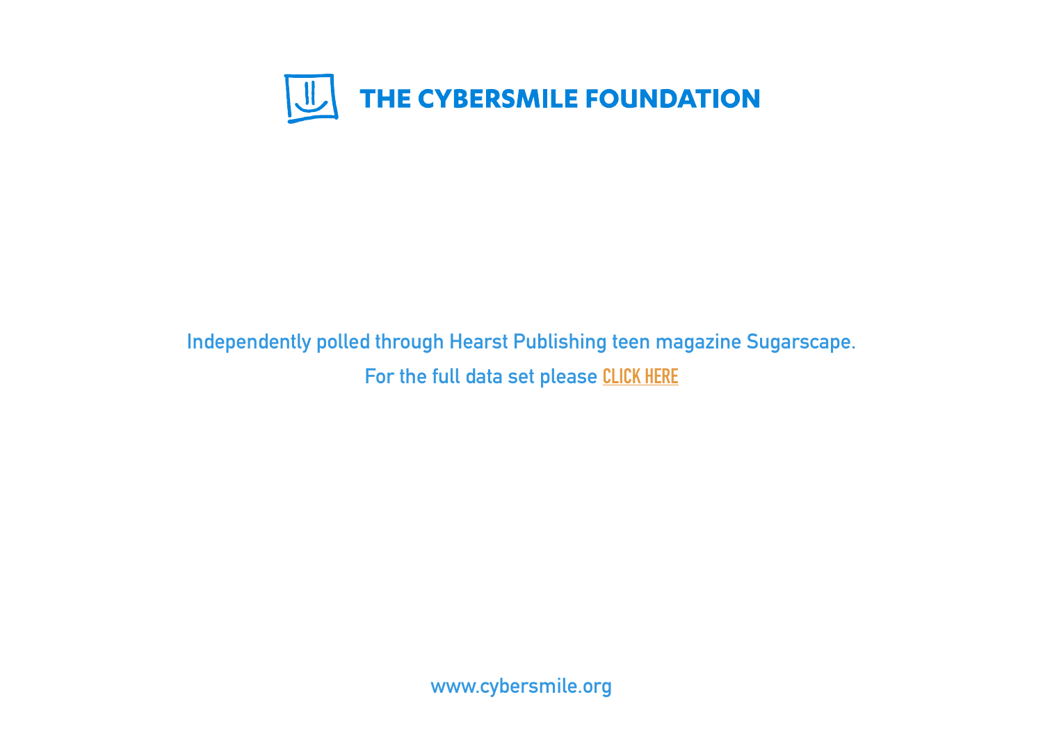# THE CYBERSMILE FOUNDATION

Independently polled through Hearst Publishing teen magazine Sugarscape.

For the full data set please CLICK HERE

www.cybersmile.org